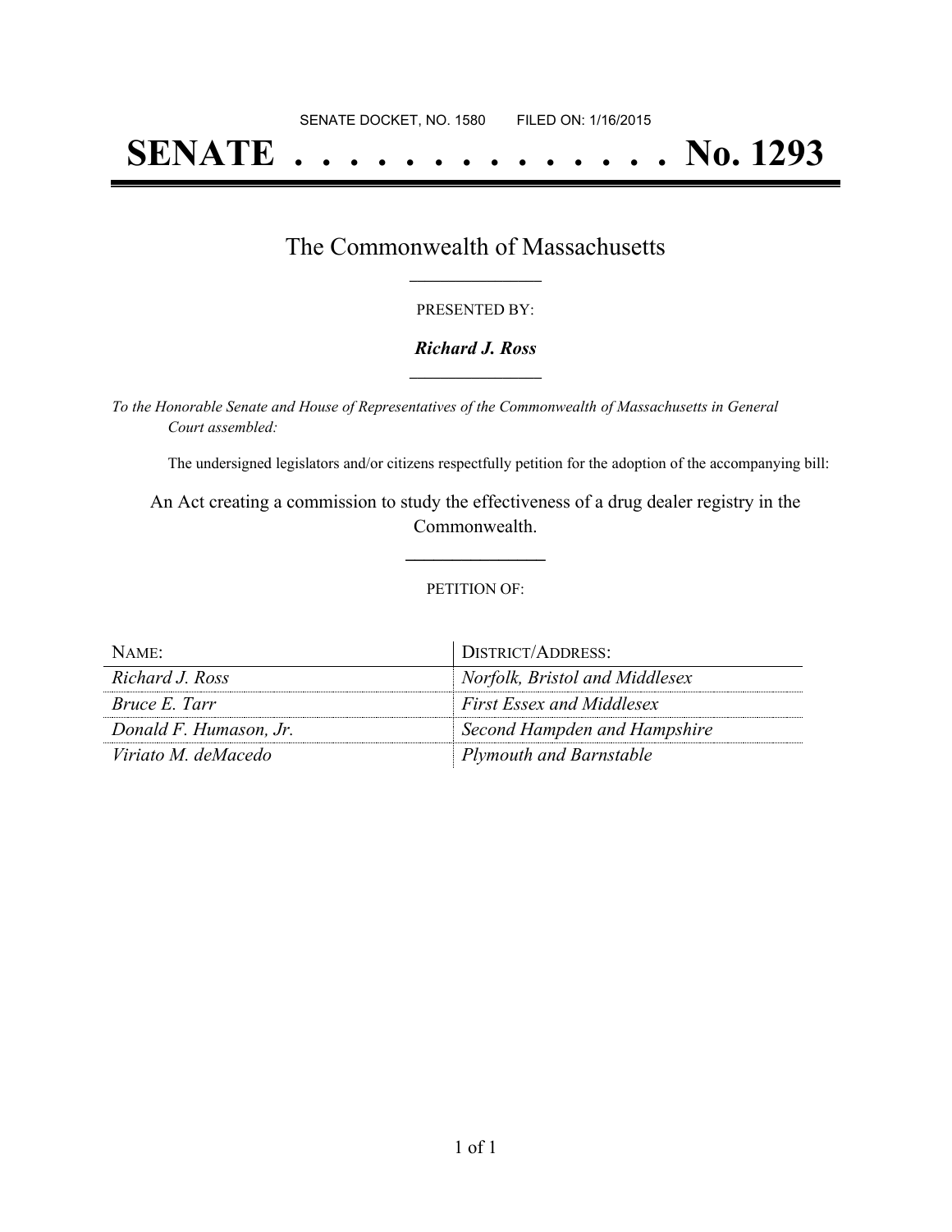SENATE DOCKET, NO. 1580        FILED ON: 1/16/2015

# SENATE . . . . . . . . . . . . . . No. 1293

## The Commonwealth of Massachusetts

PRESENTED BY:

***Richard J. Ross***

*To the Honorable Senate and House of Representatives of the Commonwealth of Massachusetts in General Court assembled:*

The undersigned legislators and/or citizens respectfully petition for the adoption of the accompanying bill:

An Act creating a commission to study the effectiveness of a drug dealer registry in the Commonwealth.

PETITION OF:

| NAME: | DISTRICT/ADDRESS: |
| --- | --- |
| *Richard J. Ross* | *Norfolk, Bristol and Middlesex* |
| *Bruce E. Tarr* | *First Essex and Middlesex* |
| *Donald F. Humason, Jr.* | *Second Hampden and Hampshire* |
| *Viriato M. deMacedo* | *Plymouth and Barnstable* |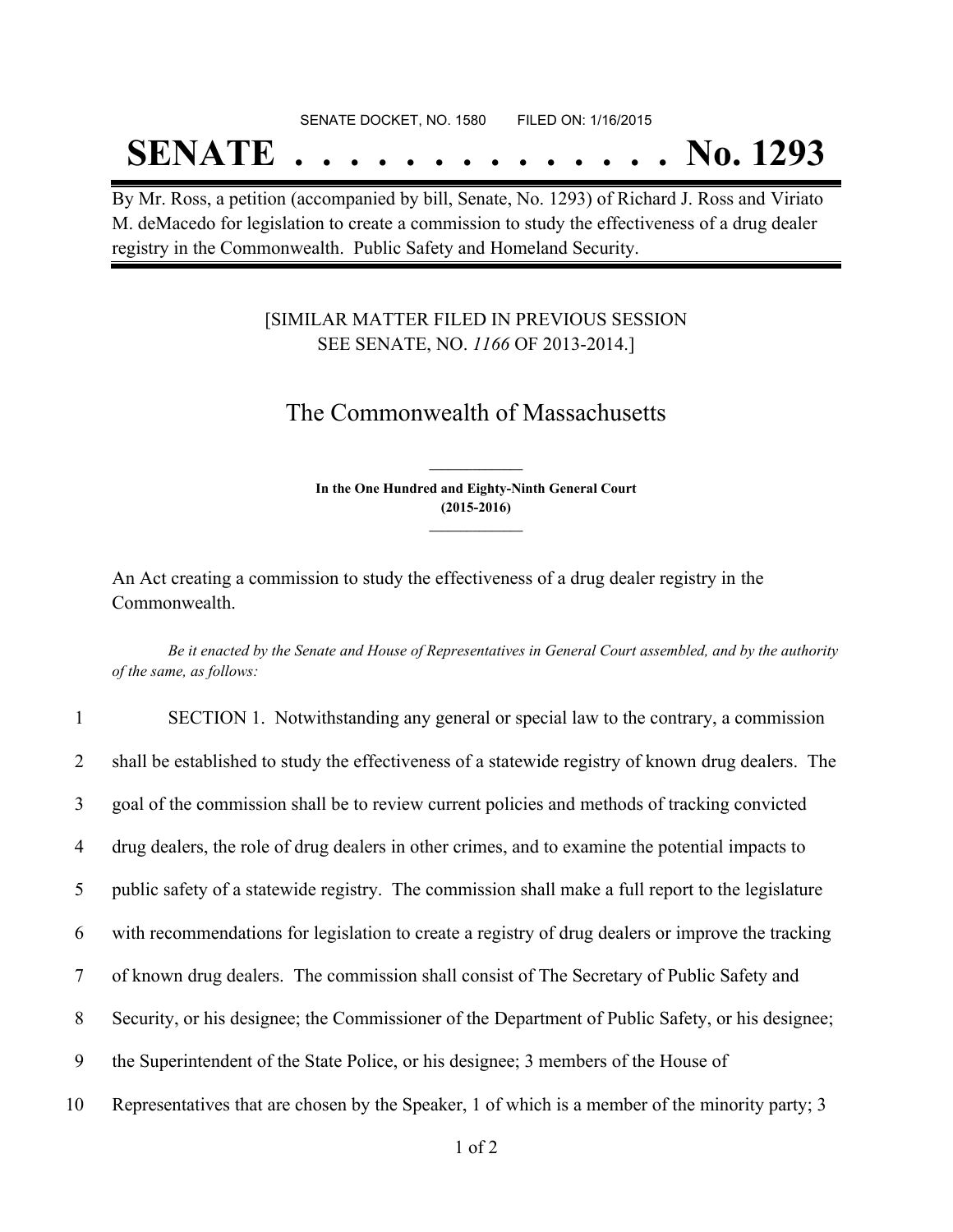SENATE DOCKET, NO. 1580        FILED ON: 1/16/2015

# SENATE . . . . . . . . . . . . . . No. 1293

By Mr. Ross, a petition (accompanied by bill, Senate, No. 1293) of Richard J. Ross and Viriato M. deMacedo for legislation to create a commission to study the effectiveness of a drug dealer registry in the Commonwealth. Public Safety and Homeland Security.

[SIMILAR MATTER FILED IN PREVIOUS SESSION
SEE SENATE, NO. *1166* OF 2013-2014.]

## The Commonwealth of Massachusetts

**In the One Hundred and Eighty-Ninth General Court**
**(2015-2016)**

An Act creating a commission to study the effectiveness of a drug dealer registry in the Commonwealth.

*Be it enacted by the Senate and House of Representatives in General Court assembled, and by the authority of the same, as follows:*

1 SECTION 1. Notwithstanding any general or special law to the contrary, a commission
2 shall be established to study the effectiveness of a statewide registry of known drug dealers. The
3 goal of the commission shall be to review current policies and methods of tracking convicted
4 drug dealers, the role of drug dealers in other crimes, and to examine the potential impacts to
5 public safety of a statewide registry. The commission shall make a full report to the legislature
6 with recommendations for legislation to create a registry of drug dealers or improve the tracking
7 of known drug dealers. The commission shall consist of The Secretary of Public Safety and
8 Security, or his designee; the Commissioner of the Department of Public Safety, or his designee;
9 the Superintendent of the State Police, or his designee; 3 members of the House of
10 Representatives that are chosen by the Speaker, 1 of which is a member of the minority party; 3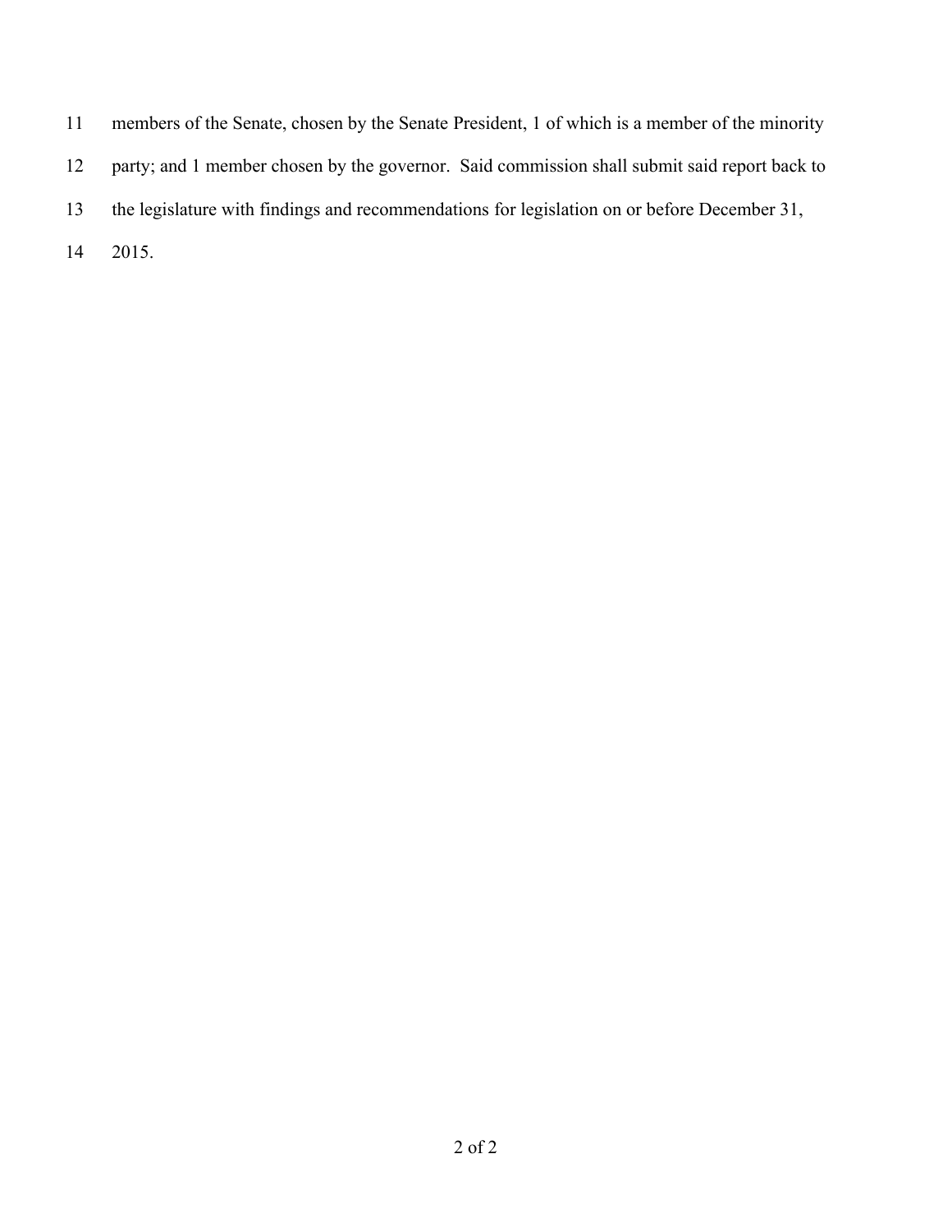members of the Senate, chosen by the Senate President, 1 of which is a member of the minority party; and 1 member chosen by the governor. Said commission shall submit said report back to the legislature with findings and recommendations for legislation on or before December 31, 2015.